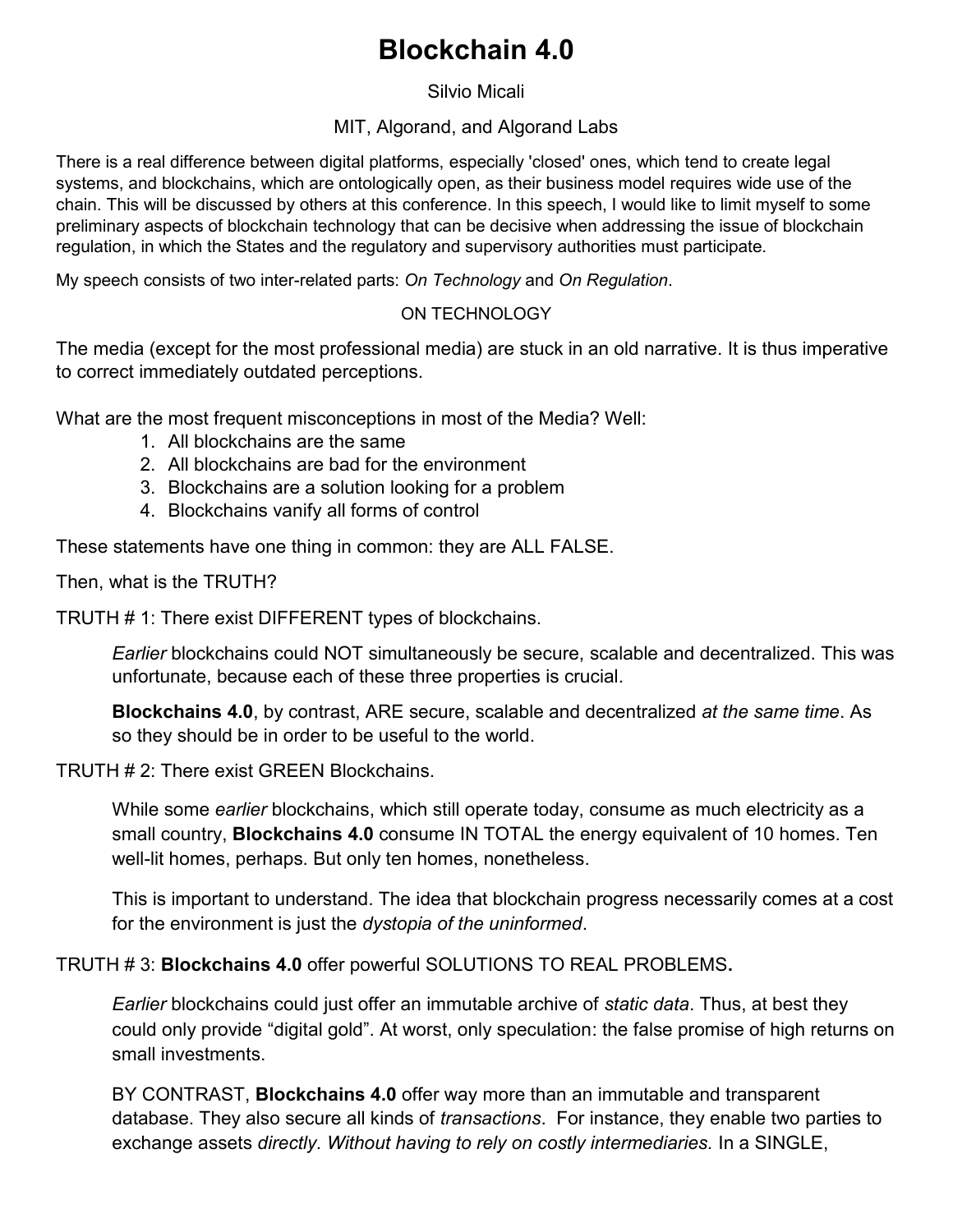# Blockchain 4.0

Silvio Micali

MIT, Algorand, and Algorand Labs

There is a real difference between digital platforms, especially 'closed' ones, which tend to create legal systems, and blockchains, which are ontologically open, as their business model requires wide use of the chain. This will be discussed by others at this conference. In this speech, I would like to limit myself to some preliminary aspects of blockchain technology that can be decisive when addressing the issue of blockchain regulation, in which the States and the regulatory and supervisory authorities must participate.

My speech consists of two inter-related parts: *On Technology* and *On Regulation*.

## ON TECHNOLOGY

The media (except for the most professional media) are stuck in an old narrative. It is thus imperative to correct immediately outdated perceptions.

What are the most frequent misconceptions in most of the Media? Well:

1. All blockchains are the same
2. All blockchains are bad for the environment
3. Blockchains are a solution looking for a problem
4. Blockchains vanify all forms of control

These statements have one thing in common: they are ALL FALSE.

Then, what is the TRUTH?

TRUTH # 1: There exist DIFFERENT types of blockchains.

> *Earlier* blockchains could NOT simultaneously be secure, scalable and decentralized. This was unfortunate, because each of these three properties is crucial.
>
> **Blockchains 4.0**, by contrast, ARE secure, scalable and decentralized *at the same time*. As so they should be in order to be useful to the world.

TRUTH # 2: There exist GREEN Blockchains.

> While some *earlier* blockchains, which still operate today, consume as much electricity as a small country, **Blockchains 4.0** consume IN TOTAL the energy equivalent of 10 homes. Ten well-lit homes, perhaps. But only ten homes, nonetheless.
>
> This is important to understand. The idea that blockchain progress necessarily comes at a cost for the environment is just the *dystopia of the uninformed*.

TRUTH # 3: **Blockchains 4.0** offer powerful SOLUTIONS TO REAL PROBLEMS**.**

> *Earlier* blockchains could just offer an immutable archive of *static data*. Thus, at best they could only provide "digital gold". At worst, only speculation: the false promise of high returns on small investments.
>
> BY CONTRAST, **Blockchains 4.0** offer way more than an immutable and transparent database. They also secure all kinds of *transactions*. For instance, they enable two parties to exchange assets *directly. Without having to rely on costly intermediaries.* In a SINGLE,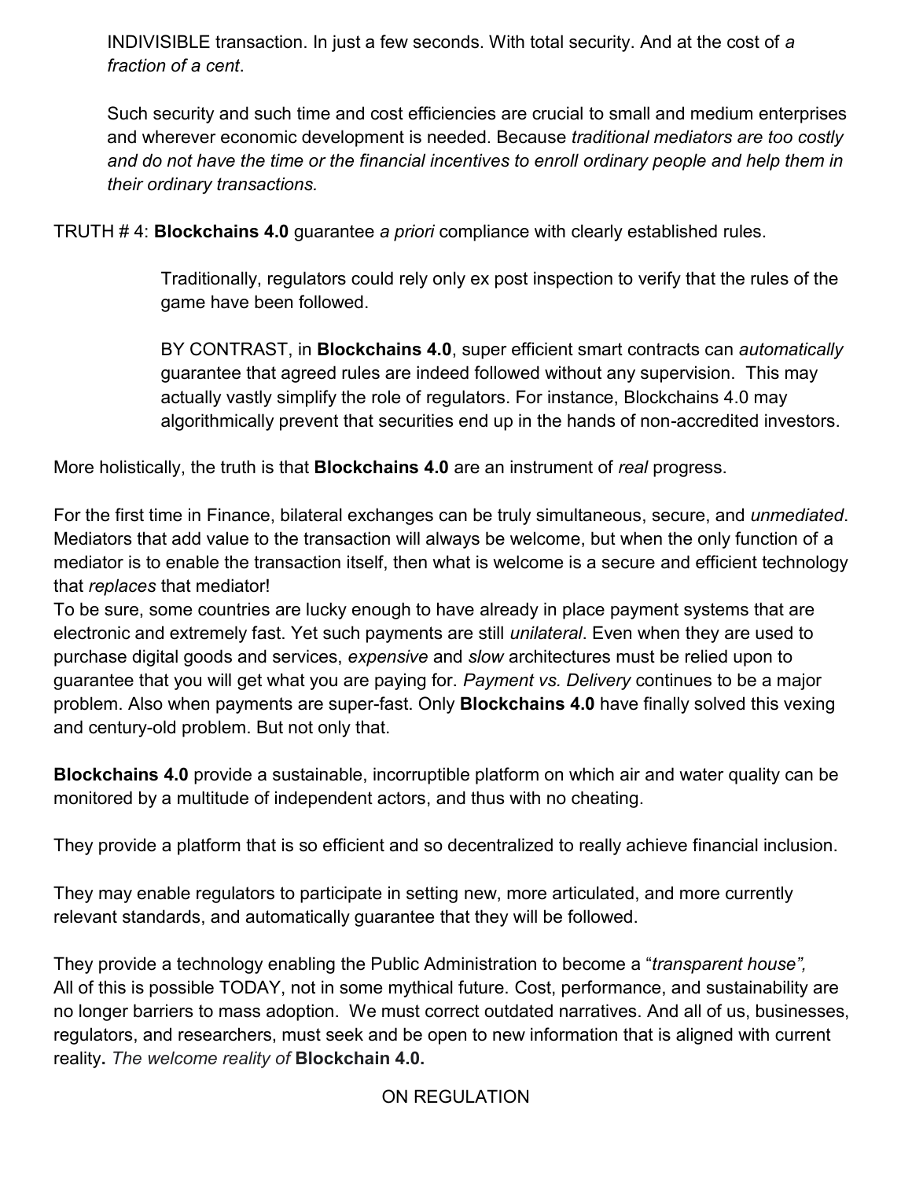INDIVISIBLE transaction. In just a few seconds. With total security. And at the cost of *a fraction of a cent*.

Such security and such time and cost efficiencies are crucial to small and medium enterprises and wherever economic development is needed. Because *traditional mediators are too costly and do not have the time or the financial incentives to enroll ordinary people and help them in their ordinary transactions.*

TRUTH # 4: **Blockchains 4.0** guarantee *a priori* compliance with clearly established rules.

Traditionally, regulators could rely only ex post inspection to verify that the rules of the game have been followed.

BY CONTRAST, in **Blockchains 4.0**, super efficient smart contracts can *automatically* guarantee that agreed rules are indeed followed without any supervision. This may actually vastly simplify the role of regulators. For instance, Blockchains 4.0 may algorithmically prevent that securities end up in the hands of non-accredited investors.

More holistically, the truth is that **Blockchains 4.0** are an instrument of *real* progress.

For the first time in Finance, bilateral exchanges can be truly simultaneous, secure, and *unmediated*. Mediators that add value to the transaction will always be welcome, but when the only function of a mediator is to enable the transaction itself, then what is welcome is a secure and efficient technology that *replaces* that mediator!
To be sure, some countries are lucky enough to have already in place payment systems that are electronic and extremely fast. Yet such payments are still *unilateral*. Even when they are used to purchase digital goods and services, *expensive* and *slow* architectures must be relied upon to guarantee that you will get what you are paying for. *Payment vs. Delivery* continues to be a major problem. Also when payments are super-fast. Only **Blockchains 4.0** have finally solved this vexing and century-old problem. But not only that.

**Blockchains 4.0** provide a sustainable, incorruptible platform on which air and water quality can be monitored by a multitude of independent actors, and thus with no cheating.

They provide a platform that is so efficient and so decentralized to really achieve financial inclusion.

They may enable regulators to participate in setting new, more articulated, and more currently relevant standards, and automatically guarantee that they will be followed.

They provide a technology enabling the Public Administration to become a "*transparent house",*
All of this is possible TODAY, not in some mythical future. Cost, performance, and sustainability are no longer barriers to mass adoption. We must correct outdated narratives. And all of us, businesses, regulators, and researchers, must seek and be open to new information that is aligned with current reality**.** *The welcome reality of* **Blockchain 4.0.**

ON REGULATION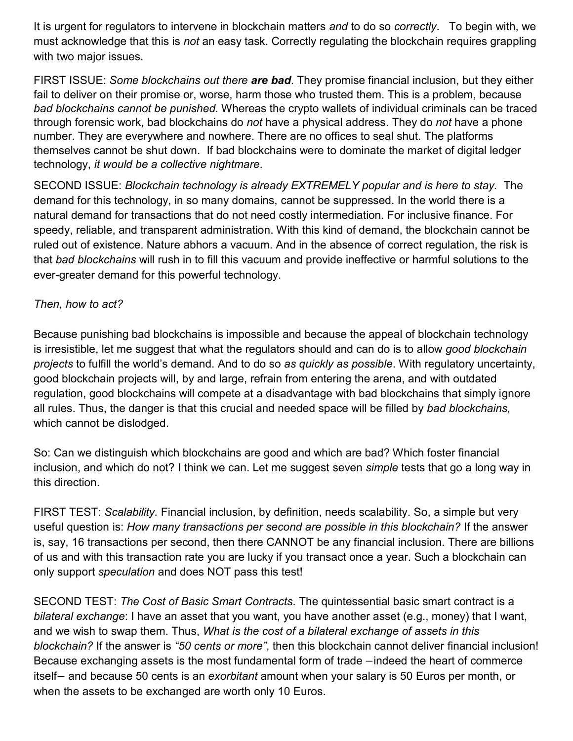It is urgent for regulators to intervene in blockchain matters *and* to do so *correctly*. To begin with, we must acknowledge that this is *not* an easy task. Correctly regulating the blockchain requires grappling with two major issues.

FIRST ISSUE: *Some blockchains out there **are bad***. They promise financial inclusion, but they either fail to deliver on their promise or, worse, harm those who trusted them. This is a problem, because *bad blockchains cannot be punished.* Whereas the crypto wallets of individual criminals can be traced through forensic work, bad blockchains do *not* have a physical address. They do *not* have a phone number. They are everywhere and nowhere. There are no offices to seal shut. The platforms themselves cannot be shut down. If bad blockchains were to dominate the market of digital ledger technology, *it would be a collective nightmare*.

SECOND ISSUE: *Blockchain technology is already EXTREMELY popular and is here to stay.* The demand for this technology, in so many domains, cannot be suppressed. In the world there is a natural demand for transactions that do not need costly intermediation. For inclusive finance. For speedy, reliable, and transparent administration. With this kind of demand, the blockchain cannot be ruled out of existence. Nature abhors a vacuum. And in the absence of correct regulation, the risk is that *bad blockchains* will rush in to fill this vacuum and provide ineffective or harmful solutions to the ever-greater demand for this powerful technology.

*Then, how to act?*

Because punishing bad blockchains is impossible and because the appeal of blockchain technology is irresistible, let me suggest that what the regulators should and can do is to allow *good blockchain projects* to fulfill the world's demand. And to do so *as quickly as possible*. With regulatory uncertainty, good blockchain projects will, by and large, refrain from entering the arena, and with outdated regulation, good blockchains will compete at a disadvantage with bad blockchains that simply ignore all rules. Thus, the danger is that this crucial and needed space will be filled by *bad blockchains,* which cannot be dislodged.

So: Can we distinguish which blockchains are good and which are bad? Which foster financial inclusion, and which do not? I think we can. Let me suggest seven *simple* tests that go a long way in this direction.

FIRST TEST: *Scalability.* Financial inclusion, by definition, needs scalability. So, a simple but very useful question is: *How many transactions per second are possible in this blockchain?* If the answer is, say, 16 transactions per second, then there CANNOT be any financial inclusion. There are billions of us and with this transaction rate you are lucky if you transact once a year. Such a blockchain can only support *speculation* and does NOT pass this test!

SECOND TEST: *The Cost of Basic Smart Contracts.* The quintessential basic smart contract is a *bilateral exchange*: I have an asset that you want, you have another asset (e.g., money) that I want, and we wish to swap them. Thus, *What is the cost of a bilateral exchange of assets in this blockchain?* If the answer is *"50 cents or more"*, then this blockchain cannot deliver financial inclusion! Because exchanging assets is the most fundamental form of trade —indeed the heart of commerce itself— and because 50 cents is an *exorbitant* amount when your salary is 50 Euros per month, or when the assets to be exchanged are worth only 10 Euros.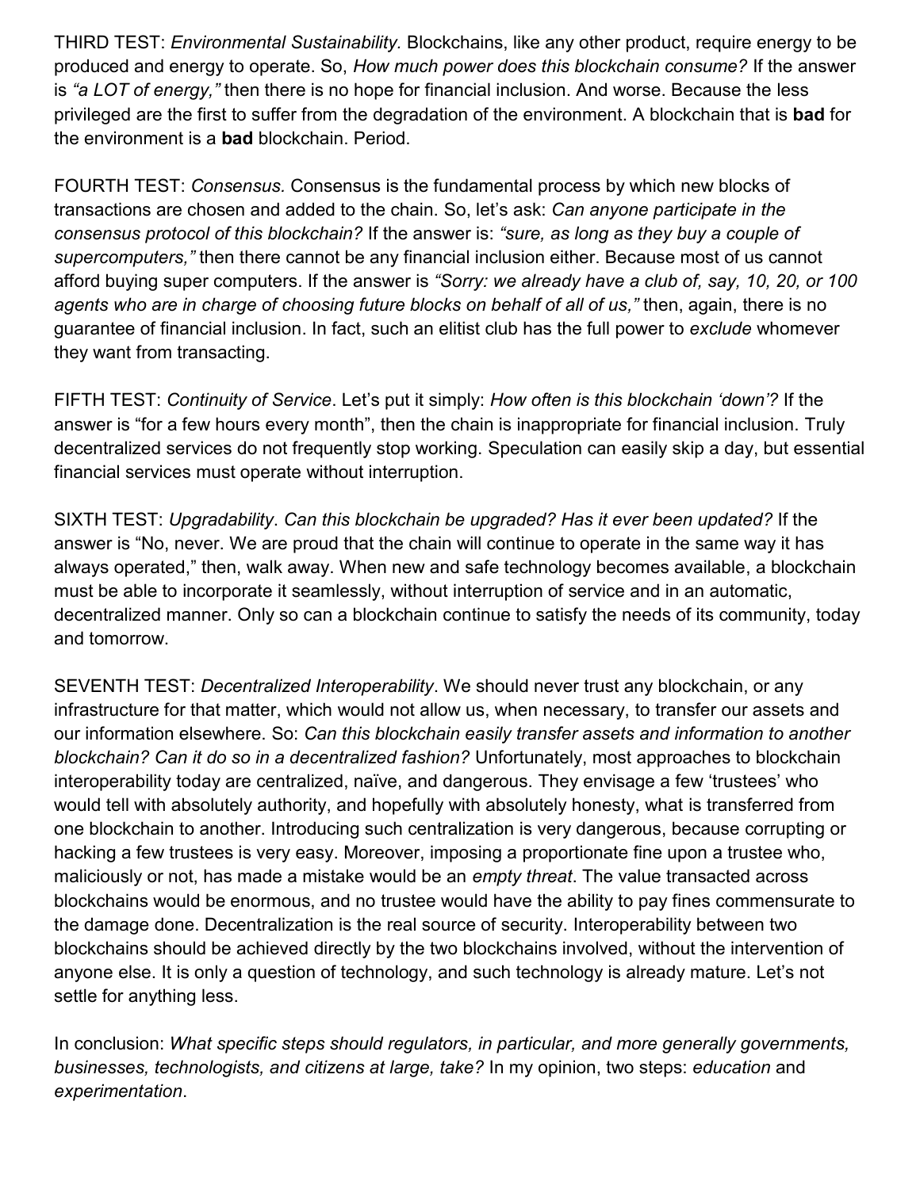THIRD TEST: *Environmental Sustainability.* Blockchains, like any other product, require energy to be produced and energy to operate. So, *How much power does this blockchain consume?* If the answer is *"a LOT of energy,"* then there is no hope for financial inclusion. And worse. Because the less privileged are the first to suffer from the degradation of the environment. A blockchain that is **bad** for the environment is a **bad** blockchain. Period.

FOURTH TEST: *Consensus.* Consensus is the fundamental process by which new blocks of transactions are chosen and added to the chain. So, let's ask: *Can anyone participate in the consensus protocol of this blockchain?* If the answer is: *"sure, as long as they buy a couple of supercomputers,"* then there cannot be any financial inclusion either. Because most of us cannot afford buying super computers. If the answer is *"Sorry: we already have a club of, say, 10, 20, or 100 agents who are in charge of choosing future blocks on behalf of all of us,"* then, again, there is no guarantee of financial inclusion. In fact, such an elitist club has the full power to *exclude* whomever they want from transacting.

FIFTH TEST: *Continuity of Service*. Let's put it simply: *How often is this blockchain 'down'?* If the answer is "for a few hours every month", then the chain is inappropriate for financial inclusion. Truly decentralized services do not frequently stop working. Speculation can easily skip a day, but essential financial services must operate without interruption.

SIXTH TEST: *Upgradability*. *Can this blockchain be upgraded? Has it ever been updated?* If the answer is "No, never. We are proud that the chain will continue to operate in the same way it has always operated," then, walk away. When new and safe technology becomes available, a blockchain must be able to incorporate it seamlessly, without interruption of service and in an automatic, decentralized manner. Only so can a blockchain continue to satisfy the needs of its community, today and tomorrow.

SEVENTH TEST: *Decentralized Interoperability*. We should never trust any blockchain, or any infrastructure for that matter, which would not allow us, when necessary, to transfer our assets and our information elsewhere. So: *Can this blockchain easily transfer assets and information to another blockchain? Can it do so in a decentralized fashion?* Unfortunately, most approaches to blockchain interoperability today are centralized, naïve, and dangerous. They envisage a few 'trustees' who would tell with absolutely authority, and hopefully with absolutely honesty, what is transferred from one blockchain to another. Introducing such centralization is very dangerous, because corrupting or hacking a few trustees is very easy. Moreover, imposing a proportionate fine upon a trustee who, maliciously or not, has made a mistake would be an *empty threat*. The value transacted across blockchains would be enormous, and no trustee would have the ability to pay fines commensurate to the damage done. Decentralization is the real source of security. Interoperability between two blockchains should be achieved directly by the two blockchains involved, without the intervention of anyone else. It is only a question of technology, and such technology is already mature. Let's not settle for anything less.

In conclusion: *What specific steps should regulators, in particular, and more generally governments, businesses, technologists, and citizens at large, take?* In my opinion, two steps: *education* and *experimentation*.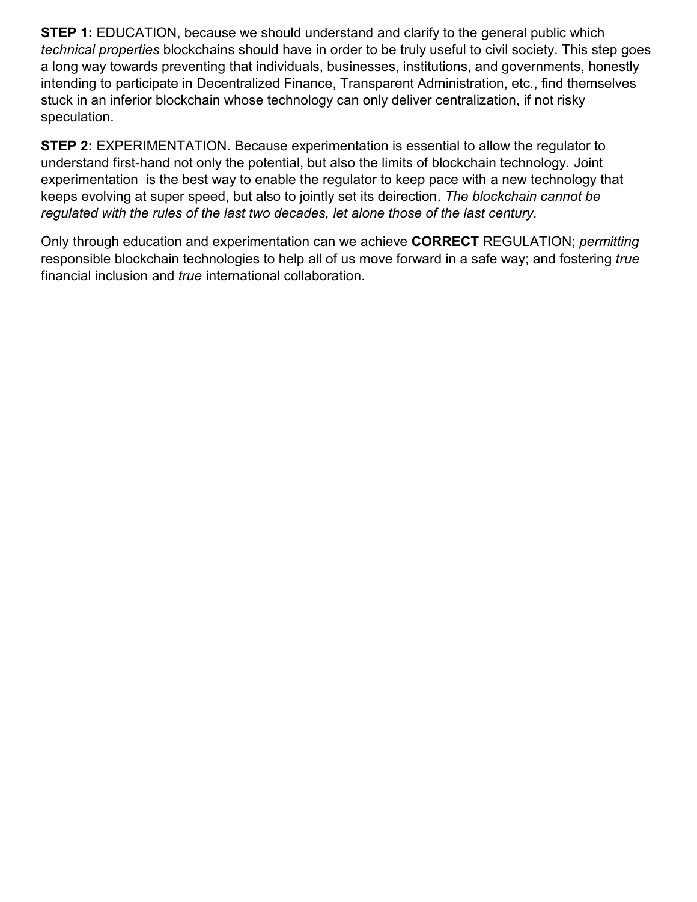**STEP 1:** EDUCATION, because we should understand and clarify to the general public which *technical properties* blockchains should have in order to be truly useful to civil society. This step goes a long way towards preventing that individuals, businesses, institutions, and governments, honestly intending to participate in Decentralized Finance, Transparent Administration, etc., find themselves stuck in an inferior blockchain whose technology can only deliver centralization, if not risky speculation.

**STEP 2:** EXPERIMENTATION. Because experimentation is essential to allow the regulator to understand first-hand not only the potential, but also the limits of blockchain technology. Joint experimentation is the best way to enable the regulator to keep pace with a new technology that keeps evolving at super speed, but also to jointly set its deirection. *The blockchain cannot be regulated with the rules of the last two decades, let alone those of the last century.*

Only through education and experimentation can we achieve **CORRECT** REGULATION; *permitting* responsible blockchain technologies to help all of us move forward in a safe way; and fostering *true* financial inclusion and *true* international collaboration.